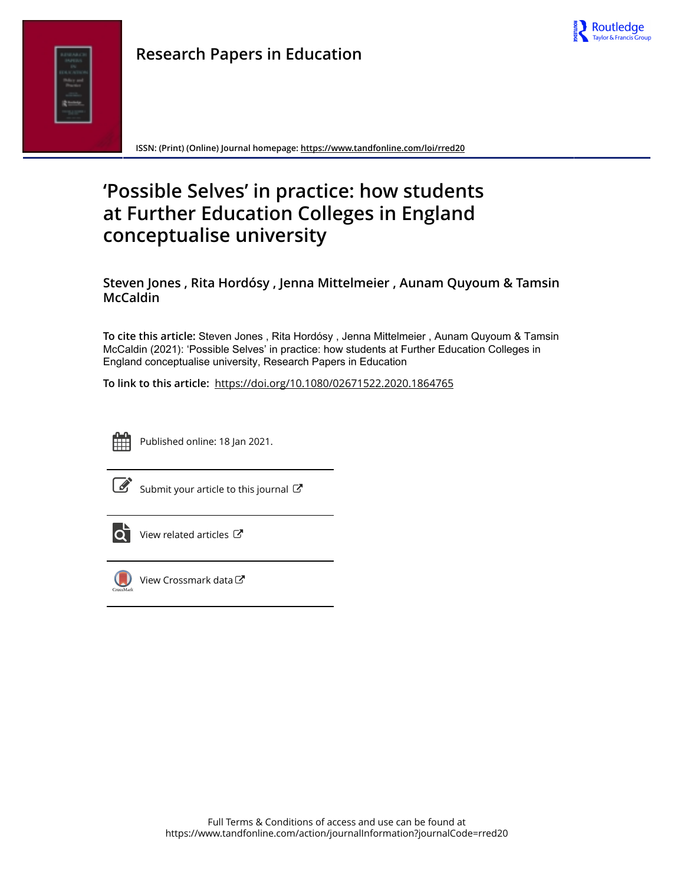Research Papers in Education

ISSN: (Print) (Online) Journal homepage: https://www.tandfonline.com/loi/rred20

# 'Possible Selves' in practice: how students at Further Education Colleges in England conceptualise university

**Steven Jones , Rita Hordósy , Jenna Mittelmeier , Aunam Quyoum & Tamsin McCaldin**

**To cite this article:** Steven Jones , Rita Hordósy , Jenna Mittelmeier , Aunam Quyoum & Tamsin McCaldin (2021): 'Possible Selves' in practice: how students at Further Education Colleges in England conceptualise university, Research Papers in Education

**To link to this article:** https://doi.org/10.1080/02671522.2020.1864765

Published online: 18 Jan 2021.

Submit your article to this journal

View related articles

View Crossmark data

Full Terms & Conditions of access and use can be found at https://www.tandfonline.com/action/journalInformation?journalCode=rred20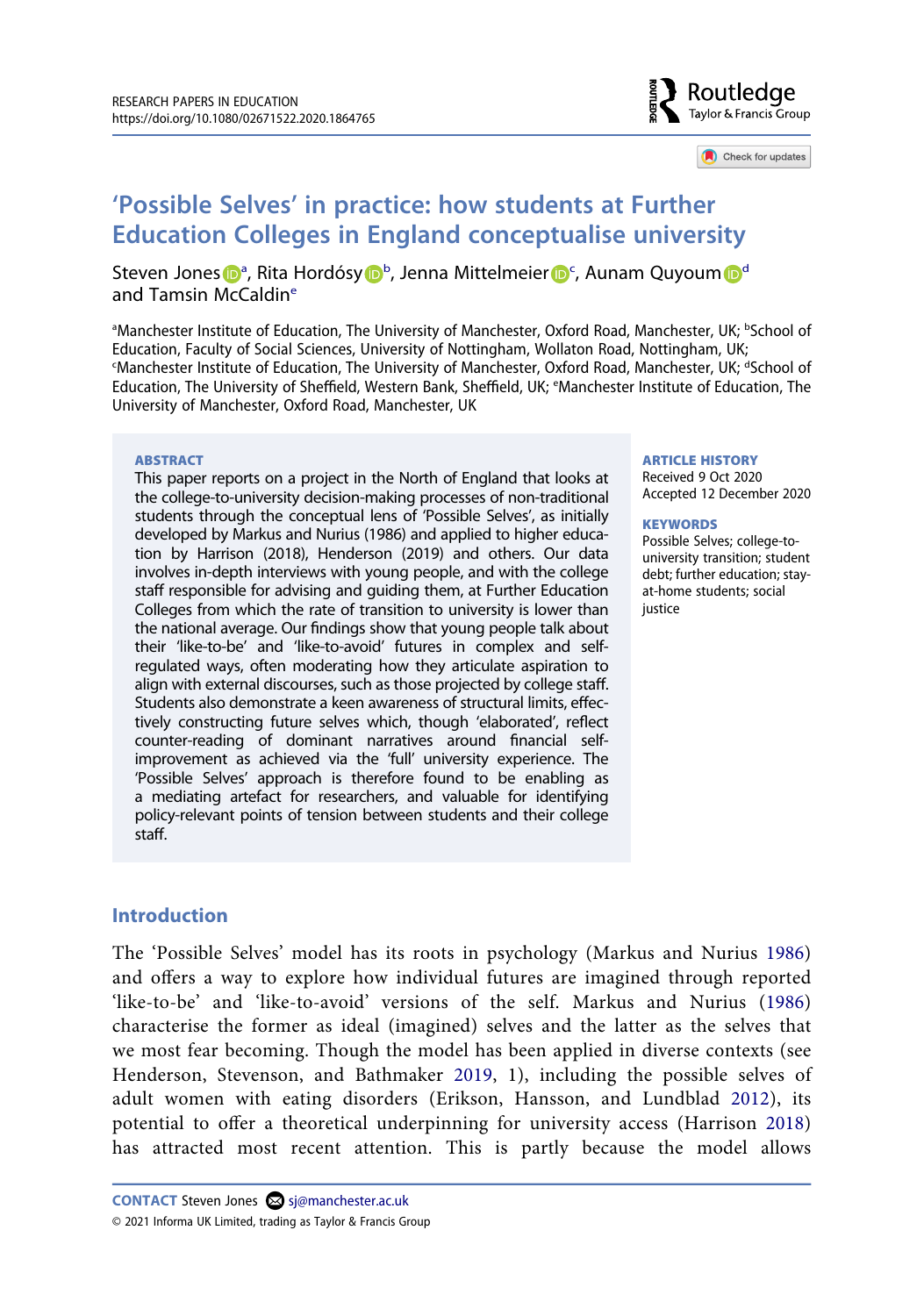# 'Possible Selves' in practice: how students at Further Education Colleges in England conceptualise university

Steven Jones[a], Rita Hordósy[b], Jenna Mittelmeier[c], Aunam Quyoum[d] and Tamsin McCaldin[e]

[a]Manchester Institute of Education, The University of Manchester, Oxford Road, Manchester, UK; [b]School of Education, Faculty of Social Sciences, University of Nottingham, Wollaton Road, Nottingham, UK; [c]Manchester Institute of Education, The University of Manchester, Oxford Road, Manchester, UK; [d]School of Education, The University of Sheffield, Western Bank, Sheffield, UK; [e]Manchester Institute of Education, The University of Manchester, Oxford Road, Manchester, UK

## ABSTRACT

This paper reports on a project in the North of England that looks at the college-to-university decision-making processes of non-traditional students through the conceptual lens of 'Possible Selves', as initially developed by Markus and Nurius (1986) and applied to higher education by Harrison (2018), Henderson (2019) and others. Our data involves in-depth interviews with young people, and with the college staff responsible for advising and guiding them, at Further Education Colleges from which the rate of transition to university is lower than the national average. Our findings show that young people talk about their 'like-to-be' and 'like-to-avoid' futures in complex and self-regulated ways, often moderating how they articulate aspiration to align with external discourses, such as those projected by college staff. Students also demonstrate a keen awareness of structural limits, effectively constructing future selves which, though 'elaborated', reflect counter-reading of dominant narratives around financial self-improvement as achieved via the 'full' university experience. The 'Possible Selves' approach is therefore found to be enabling as a mediating artefact for researchers, and valuable for identifying policy-relevant points of tension between students and their college staff.

## ARTICLE HISTORY

Received 9 Oct 2020
Accepted 12 December 2020

## KEYWORDS

Possible Selves; college-to-university transition; student debt; further education; stay-at-home students; social justice

## Introduction

The 'Possible Selves' model has its roots in psychology (Markus and Nurius 1986) and offers a way to explore how individual futures are imagined through reported 'like-to-be' and 'like-to-avoid' versions of the self. Markus and Nurius (1986) characterise the former as ideal (imagined) selves and the latter as the selves that we most fear becoming. Though the model has been applied in diverse contexts (see Henderson, Stevenson, and Bathmaker 2019, 1), including the possible selves of adult women with eating disorders (Erikson, Hansson, and Lundblad 2012), its potential to offer a theoretical underpinning for university access (Harrison 2018) has attracted most recent attention. This is partly because the model allows

**CONTACT** Steven Jones sj@manchester.ac.uk

© 2021 Informa UK Limited, trading as Taylor & Francis Group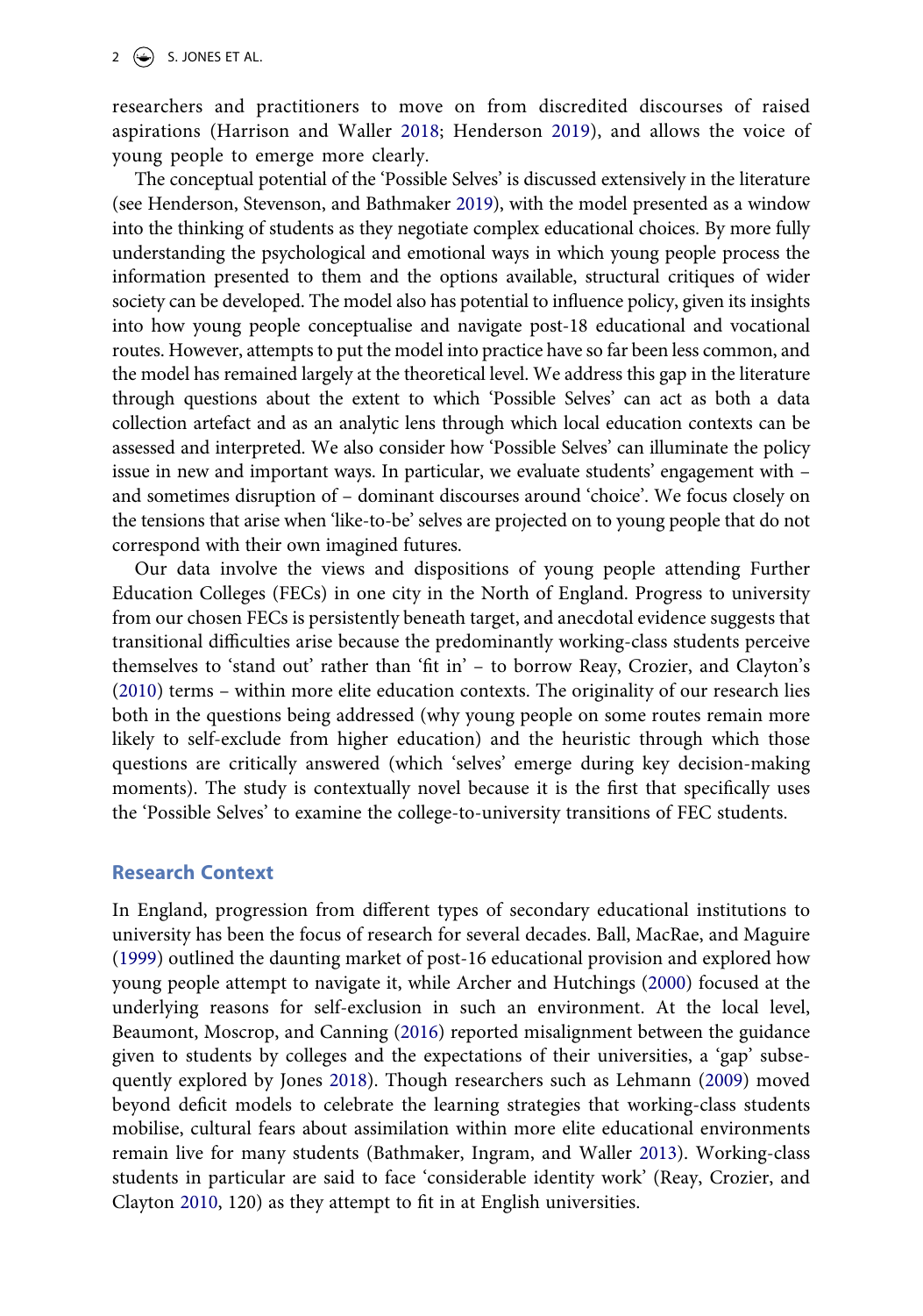researchers and practitioners to move on from discredited discourses of raised aspirations (Harrison and Waller 2018; Henderson 2019), and allows the voice of young people to emerge more clearly.

The conceptual potential of the 'Possible Selves' is discussed extensively in the literature (see Henderson, Stevenson, and Bathmaker 2019), with the model presented as a window into the thinking of students as they negotiate complex educational choices. By more fully understanding the psychological and emotional ways in which young people process the information presented to them and the options available, structural critiques of wider society can be developed. The model also has potential to influence policy, given its insights into how young people conceptualise and navigate post-18 educational and vocational routes. However, attempts to put the model into practice have so far been less common, and the model has remained largely at the theoretical level. We address this gap in the literature through questions about the extent to which 'Possible Selves' can act as both a data collection artefact and as an analytic lens through which local education contexts can be assessed and interpreted. We also consider how 'Possible Selves' can illuminate the policy issue in new and important ways. In particular, we evaluate students' engagement with – and sometimes disruption of – dominant discourses around 'choice'. We focus closely on the tensions that arise when 'like-to-be' selves are projected on to young people that do not correspond with their own imagined futures.

Our data involve the views and dispositions of young people attending Further Education Colleges (FECs) in one city in the North of England. Progress to university from our chosen FECs is persistently beneath target, and anecdotal evidence suggests that transitional difficulties arise because the predominantly working-class students perceive themselves to 'stand out' rather than 'fit in' – to borrow Reay, Crozier, and Clayton's (2010) terms – within more elite education contexts. The originality of our research lies both in the questions being addressed (why young people on some routes remain more likely to self-exclude from higher education) and the heuristic through which those questions are critically answered (which 'selves' emerge during key decision-making moments). The study is contextually novel because it is the first that specifically uses the 'Possible Selves' to examine the college-to-university transitions of FEC students.

## Research Context

In England, progression from different types of secondary educational institutions to university has been the focus of research for several decades. Ball, MacRae, and Maguire (1999) outlined the daunting market of post-16 educational provision and explored how young people attempt to navigate it, while Archer and Hutchings (2000) focused at the underlying reasons for self-exclusion in such an environment. At the local level, Beaumont, Moscrop, and Canning (2016) reported misalignment between the guidance given to students by colleges and the expectations of their universities, a 'gap' subsequently explored by Jones 2018). Though researchers such as Lehmann (2009) moved beyond deficit models to celebrate the learning strategies that working-class students mobilise, cultural fears about assimilation within more elite educational environments remain live for many students (Bathmaker, Ingram, and Waller 2013). Working-class students in particular are said to face 'considerable identity work' (Reay, Crozier, and Clayton 2010, 120) as they attempt to fit in at English universities.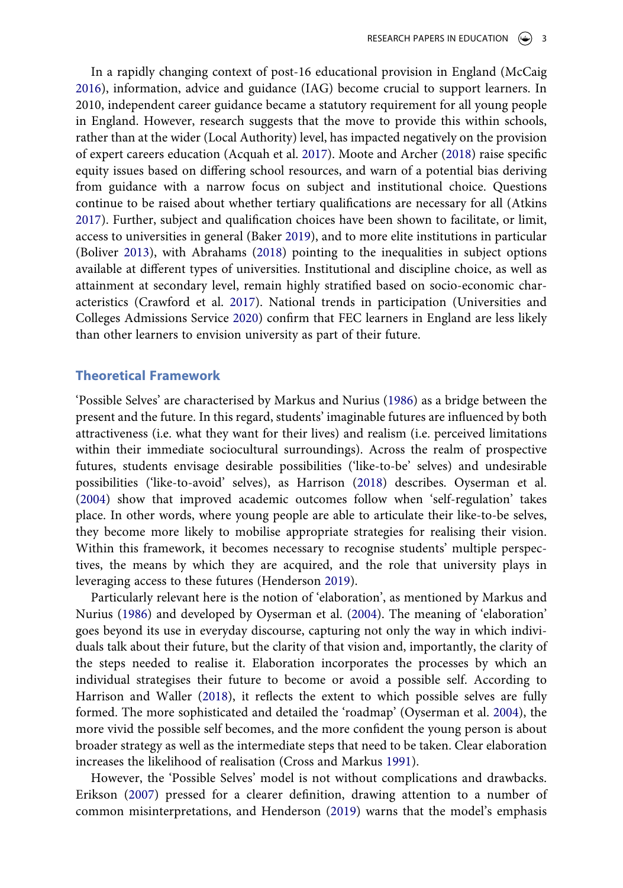In a rapidly changing context of post-16 educational provision in England (McCaig 2016), information, advice and guidance (IAG) become crucial to support learners. In 2010, independent career guidance became a statutory requirement for all young people in England. However, research suggests that the move to provide this within schools, rather than at the wider (Local Authority) level, has impacted negatively on the provision of expert careers education (Acquah et al. 2017). Moote and Archer (2018) raise specific equity issues based on differing school resources, and warn of a potential bias deriving from guidance with a narrow focus on subject and institutional choice. Questions continue to be raised about whether tertiary qualifications are necessary for all (Atkins 2017). Further, subject and qualification choices have been shown to facilitate, or limit, access to universities in general (Baker 2019), and to more elite institutions in particular (Boliver 2013), with Abrahams (2018) pointing to the inequalities in subject options available at different types of universities. Institutional and discipline choice, as well as attainment at secondary level, remain highly stratified based on socio-economic characteristics (Crawford et al. 2017). National trends in participation (Universities and Colleges Admissions Service 2020) confirm that FEC learners in England are less likely than other learners to envision university as part of their future.

## Theoretical Framework

'Possible Selves' are characterised by Markus and Nurius (1986) as a bridge between the present and the future. In this regard, students' imaginable futures are influenced by both attractiveness (i.e. what they want for their lives) and realism (i.e. perceived limitations within their immediate sociocultural surroundings). Across the realm of prospective futures, students envisage desirable possibilities ('like-to-be' selves) and undesirable possibilities ('like-to-avoid' selves), as Harrison (2018) describes. Oyserman et al. (2004) show that improved academic outcomes follow when 'self-regulation' takes place. In other words, where young people are able to articulate their like-to-be selves, they become more likely to mobilise appropriate strategies for realising their vision. Within this framework, it becomes necessary to recognise students' multiple perspectives, the means by which they are acquired, and the role that university plays in leveraging access to these futures (Henderson 2019).

Particularly relevant here is the notion of 'elaboration', as mentioned by Markus and Nurius (1986) and developed by Oyserman et al. (2004). The meaning of 'elaboration' goes beyond its use in everyday discourse, capturing not only the way in which individuals talk about their future, but the clarity of that vision and, importantly, the clarity of the steps needed to realise it. Elaboration incorporates the processes by which an individual strategises their future to become or avoid a possible self. According to Harrison and Waller (2018), it reflects the extent to which possible selves are fully formed. The more sophisticated and detailed the 'roadmap' (Oyserman et al. 2004), the more vivid the possible self becomes, and the more confident the young person is about broader strategy as well as the intermediate steps that need to be taken. Clear elaboration increases the likelihood of realisation (Cross and Markus 1991).

However, the 'Possible Selves' model is not without complications and drawbacks. Erikson (2007) pressed for a clearer definition, drawing attention to a number of common misinterpretations, and Henderson (2019) warns that the model's emphasis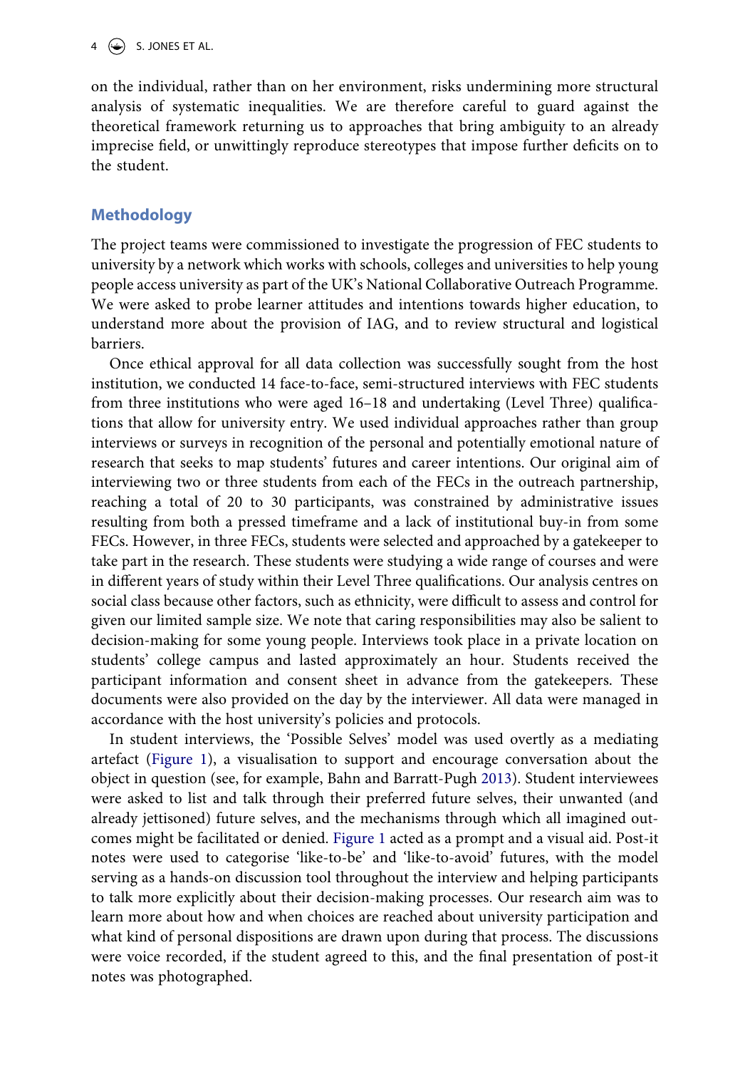on the individual, rather than on her environment, risks undermining more structural analysis of systematic inequalities. We are therefore careful to guard against the theoretical framework returning us to approaches that bring ambiguity to an already imprecise field, or unwittingly reproduce stereotypes that impose further deficits on to the student.

## Methodology

The project teams were commissioned to investigate the progression of FEC students to university by a network which works with schools, colleges and universities to help young people access university as part of the UK's National Collaborative Outreach Programme. We were asked to probe learner attitudes and intentions towards higher education, to understand more about the provision of IAG, and to review structural and logistical barriers.

Once ethical approval for all data collection was successfully sought from the host institution, we conducted 14 face-to-face, semi-structured interviews with FEC students from three institutions who were aged 16–18 and undertaking (Level Three) qualifications that allow for university entry. We used individual approaches rather than group interviews or surveys in recognition of the personal and potentially emotional nature of research that seeks to map students' futures and career intentions. Our original aim of interviewing two or three students from each of the FECs in the outreach partnership, reaching a total of 20 to 30 participants, was constrained by administrative issues resulting from both a pressed timeframe and a lack of institutional buy-in from some FECs. However, in three FECs, students were selected and approached by a gatekeeper to take part in the research. These students were studying a wide range of courses and were in different years of study within their Level Three qualifications. Our analysis centres on social class because other factors, such as ethnicity, were difficult to assess and control for given our limited sample size. We note that caring responsibilities may also be salient to decision-making for some young people. Interviews took place in a private location on students' college campus and lasted approximately an hour. Students received the participant information and consent sheet in advance from the gatekeepers. These documents were also provided on the day by the interviewer. All data were managed in accordance with the host university's policies and protocols.

In student interviews, the 'Possible Selves' model was used overtly as a mediating artefact (Figure 1), a visualisation to support and encourage conversation about the object in question (see, for example, Bahn and Barratt-Pugh 2013). Student interviewees were asked to list and talk through their preferred future selves, their unwanted (and already jettisoned) future selves, and the mechanisms through which all imagined outcomes might be facilitated or denied. Figure 1 acted as a prompt and a visual aid. Post-it notes were used to categorise 'like-to-be' and 'like-to-avoid' futures, with the model serving as a hands-on discussion tool throughout the interview and helping participants to talk more explicitly about their decision-making processes. Our research aim was to learn more about how and when choices are reached about university participation and what kind of personal dispositions are drawn upon during that process. The discussions were voice recorded, if the student agreed to this, and the final presentation of post-it notes was photographed.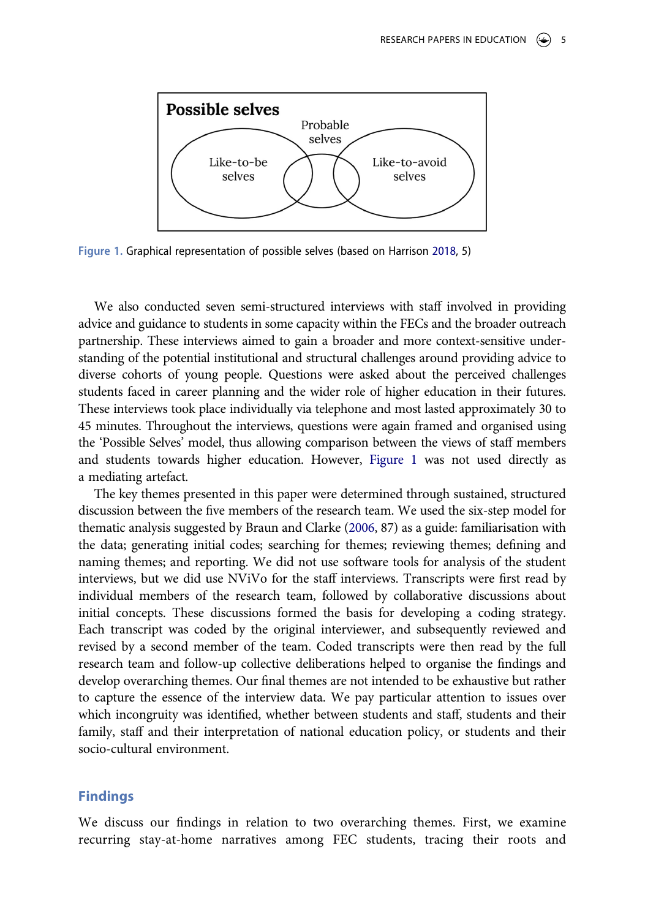Possible selves

Probable selves

Like-to-be selves

Like-to-avoid selves

Figure 1. Graphical representation of possible selves (based on Harrison 2018, 5)

We also conducted seven semi-structured interviews with staff involved in providing advice and guidance to students in some capacity within the FECs and the broader outreach partnership. These interviews aimed to gain a broader and more context-sensitive understanding of the potential institutional and structural challenges around providing advice to diverse cohorts of young people. Questions were asked about the perceived challenges students faced in career planning and the wider role of higher education in their futures. These interviews took place individually via telephone and most lasted approximately 30 to 45 minutes. Throughout the interviews, questions were again framed and organised using the 'Possible Selves' model, thus allowing comparison between the views of staff members and students towards higher education. However, Figure 1 was not used directly as a mediating artefact.

The key themes presented in this paper were determined through sustained, structured discussion between the five members of the research team. We used the six-step model for thematic analysis suggested by Braun and Clarke (2006, 87) as a guide: familiarisation with the data; generating initial codes; searching for themes; reviewing themes; defining and naming themes; and reporting. We did not use software tools for analysis of the student interviews, but we did use NViVo for the staff interviews. Transcripts were first read by individual members of the research team, followed by collaborative discussions about initial concepts. These discussions formed the basis for developing a coding strategy. Each transcript was coded by the original interviewer, and subsequently reviewed and revised by a second member of the team. Coded transcripts were then read by the full research team and follow-up collective deliberations helped to organise the findings and develop overarching themes. Our final themes are not intended to be exhaustive but rather to capture the essence of the interview data. We pay particular attention to issues over which incongruity was identified, whether between students and staff, students and their family, staff and their interpretation of national education policy, or students and their socio-cultural environment.

## Findings

We discuss our findings in relation to two overarching themes. First, we examine recurring stay-at-home narratives among FEC students, tracing their roots and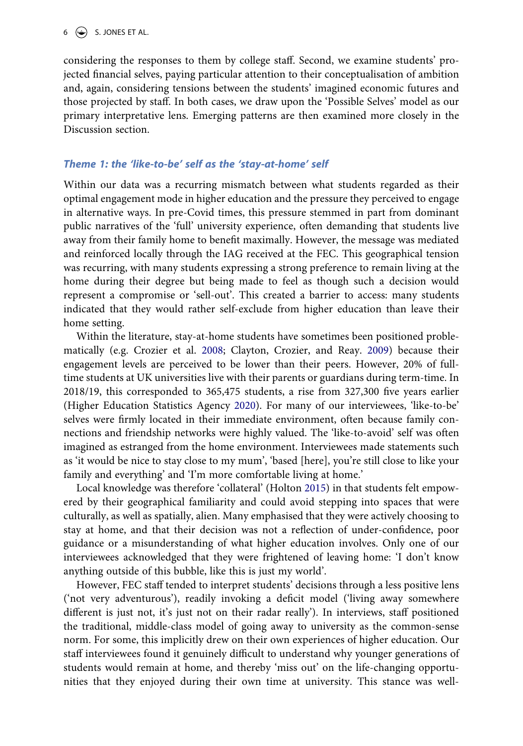considering the responses to them by college staff. Second, we examine students' projected financial selves, paying particular attention to their conceptualisation of ambition and, again, considering tensions between the students' imagined economic futures and those projected by staff. In both cases, we draw upon the 'Possible Selves' model as our primary interpretative lens. Emerging patterns are then examined more closely in the Discussion section.

### *Theme 1: the 'like-to-be' self as the 'stay-at-home' self*

Within our data was a recurring mismatch between what students regarded as their optimal engagement mode in higher education and the pressure they perceived to engage in alternative ways. In pre-Covid times, this pressure stemmed in part from dominant public narratives of the 'full' university experience, often demanding that students live away from their family home to benefit maximally. However, the message was mediated and reinforced locally through the IAG received at the FEC. This geographical tension was recurring, with many students expressing a strong preference to remain living at the home during their degree but being made to feel as though such a decision would represent a compromise or 'sell-out'. This created a barrier to access: many students indicated that they would rather self-exclude from higher education than leave their home setting.

Within the literature, stay-at-home students have sometimes been positioned problematically (e.g. Crozier et al. 2008; Clayton, Crozier, and Reay. 2009) because their engagement levels are perceived to be lower than their peers. However, 20% of full-time students at UK universities live with their parents or guardians during term-time. In 2018/19, this corresponded to 365,475 students, a rise from 327,300 five years earlier (Higher Education Statistics Agency 2020). For many of our interviewees, 'like-to-be' selves were firmly located in their immediate environment, often because family connections and friendship networks were highly valued. The 'like-to-avoid' self was often imagined as estranged from the home environment. Interviewees made statements such as 'it would be nice to stay close to my mum', 'based [here], you're still close to like your family and everything' and 'I'm more comfortable living at home.'

Local knowledge was therefore 'collateral' (Holton 2015) in that students felt empowered by their geographical familiarity and could avoid stepping into spaces that were culturally, as well as spatially, alien. Many emphasised that they were actively choosing to stay at home, and that their decision was not a reflection of under-confidence, poor guidance or a misunderstanding of what higher education involves. Only one of our interviewees acknowledged that they were frightened of leaving home: 'I don't know anything outside of this bubble, like this is just my world'.

However, FEC staff tended to interpret students' decisions through a less positive lens ('not very adventurous'), readily invoking a deficit model ('living away somewhere different is just not, it's just not on their radar really'). In interviews, staff positioned the traditional, middle-class model of going away to university as the common-sense norm. For some, this implicitly drew on their own experiences of higher education. Our staff interviewees found it genuinely difficult to understand why younger generations of students would remain at home, and thereby 'miss out' on the life-changing opportunities that they enjoyed during their own time at university. This stance was well-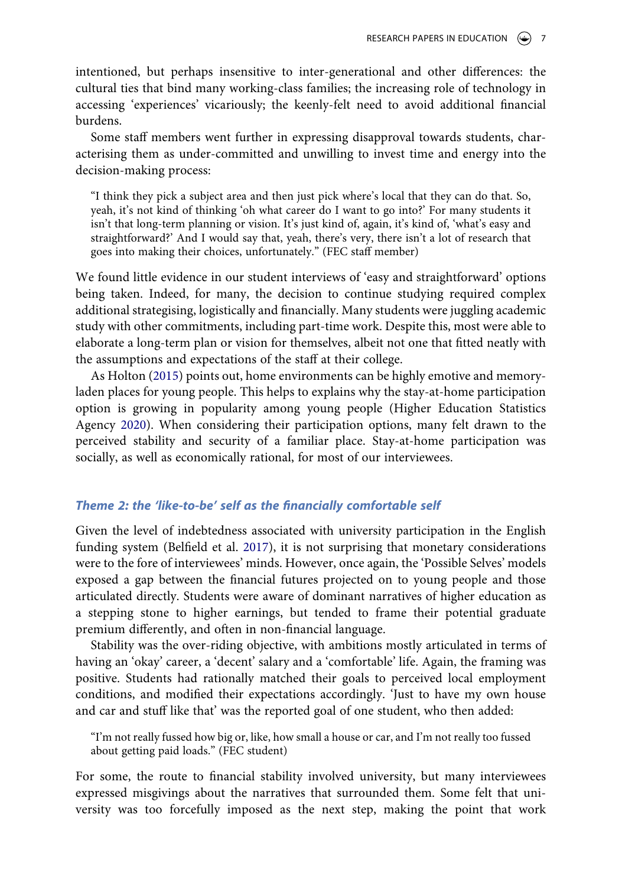intentioned, but perhaps insensitive to inter-generational and other differences: the cultural ties that bind many working-class families; the increasing role of technology in accessing 'experiences' vicariously; the keenly-felt need to avoid additional financial burdens.

Some staff members went further in expressing disapproval towards students, characterising them as under-committed and unwilling to invest time and energy into the decision-making process:

> "I think they pick a subject area and then just pick where's local that they can do that. So, yeah, it's not kind of thinking 'oh what career do I want to go into?' For many students it isn't that long-term planning or vision. It's just kind of, again, it's kind of, 'what's easy and straightforward?' And I would say that, yeah, there's very, there isn't a lot of research that goes into making their choices, unfortunately." (FEC staff member)

We found little evidence in our student interviews of 'easy and straightforward' options being taken. Indeed, for many, the decision to continue studying required complex additional strategising, logistically and financially. Many students were juggling academic study with other commitments, including part-time work. Despite this, most were able to elaborate a long-term plan or vision for themselves, albeit not one that fitted neatly with the assumptions and expectations of the staff at their college.

As Holton (2015) points out, home environments can be highly emotive and memory-laden places for young people. This helps to explains why the stay-at-home participation option is growing in popularity among young people (Higher Education Statistics Agency 2020). When considering their participation options, many felt drawn to the perceived stability and security of a familiar place. Stay-at-home participation was socially, as well as economically rational, for most of our interviewees.

### *Theme 2: the 'like-to-be' self as the financially comfortable self*

Given the level of indebtedness associated with university participation in the English funding system (Belfield et al. 2017), it is not surprising that monetary considerations were to the fore of interviewees' minds. However, once again, the 'Possible Selves' models exposed a gap between the financial futures projected on to young people and those articulated directly. Students were aware of dominant narratives of higher education as a stepping stone to higher earnings, but tended to frame their potential graduate premium differently, and often in non-financial language.

Stability was the over-riding objective, with ambitions mostly articulated in terms of having an 'okay' career, a 'decent' salary and a 'comfortable' life. Again, the framing was positive. Students had rationally matched their goals to perceived local employment conditions, and modified their expectations accordingly. 'Just to have my own house and car and stuff like that' was the reported goal of one student, who then added:

> "I'm not really fussed how big or, like, how small a house or car, and I'm not really too fussed about getting paid loads." (FEC student)

For some, the route to financial stability involved university, but many interviewees expressed misgivings about the narratives that surrounded them. Some felt that university was too forcefully imposed as the next step, making the point that work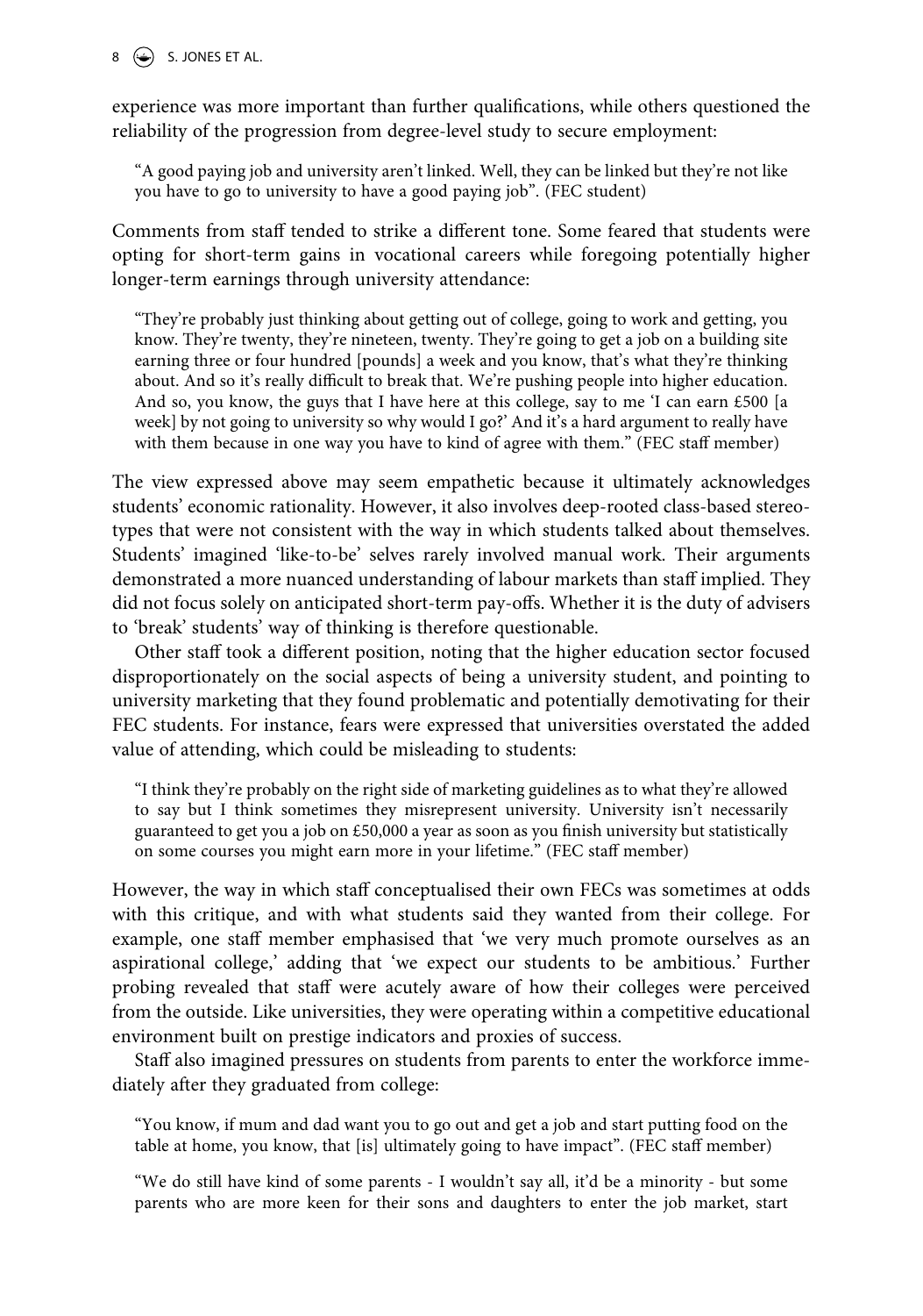experience was more important than further qualifications, while others questioned the reliability of the progression from degree-level study to secure employment:

> "A good paying job and university aren't linked. Well, they can be linked but they're not like you have to go to university to have a good paying job". (FEC student)

Comments from staff tended to strike a different tone. Some feared that students were opting for short-term gains in vocational careers while foregoing potentially higher longer-term earnings through university attendance:

> "They're probably just thinking about getting out of college, going to work and getting, you know. They're twenty, they're nineteen, twenty. They're going to get a job on a building site earning three or four hundred [pounds] a week and you know, that's what they're thinking about. And so it's really difficult to break that. We're pushing people into higher education. And so, you know, the guys that I have here at this college, say to me 'I can earn £500 [a week] by not going to university so why would I go?' And it's a hard argument to really have with them because in one way you have to kind of agree with them." (FEC staff member)

The view expressed above may seem empathetic because it ultimately acknowledges students' economic rationality. However, it also involves deep-rooted class-based stereotypes that were not consistent with the way in which students talked about themselves. Students' imagined 'like-to-be' selves rarely involved manual work. Their arguments demonstrated a more nuanced understanding of labour markets than staff implied. They did not focus solely on anticipated short-term pay-offs. Whether it is the duty of advisers to 'break' students' way of thinking is therefore questionable.

Other staff took a different position, noting that the higher education sector focused disproportionately on the social aspects of being a university student, and pointing to university marketing that they found problematic and potentially demotivating for their FEC students. For instance, fears were expressed that universities overstated the added value of attending, which could be misleading to students:

> "I think they're probably on the right side of marketing guidelines as to what they're allowed to say but I think sometimes they misrepresent university. University isn't necessarily guaranteed to get you a job on £50,000 a year as soon as you finish university but statistically on some courses you might earn more in your lifetime." (FEC staff member)

However, the way in which staff conceptualised their own FECs was sometimes at odds with this critique, and with what students said they wanted from their college. For example, one staff member emphasised that 'we very much promote ourselves as an aspirational college,' adding that 'we expect our students to be ambitious.' Further probing revealed that staff were acutely aware of how their colleges were perceived from the outside. Like universities, they were operating within a competitive educational environment built on prestige indicators and proxies of success.

Staff also imagined pressures on students from parents to enter the workforce immediately after they graduated from college:

> "You know, if mum and dad want you to go out and get a job and start putting food on the table at home, you know, that [is] ultimately going to have impact". (FEC staff member)

> "We do still have kind of some parents - I wouldn't say all, it'd be a minority - but some parents who are more keen for their sons and daughters to enter the job market, start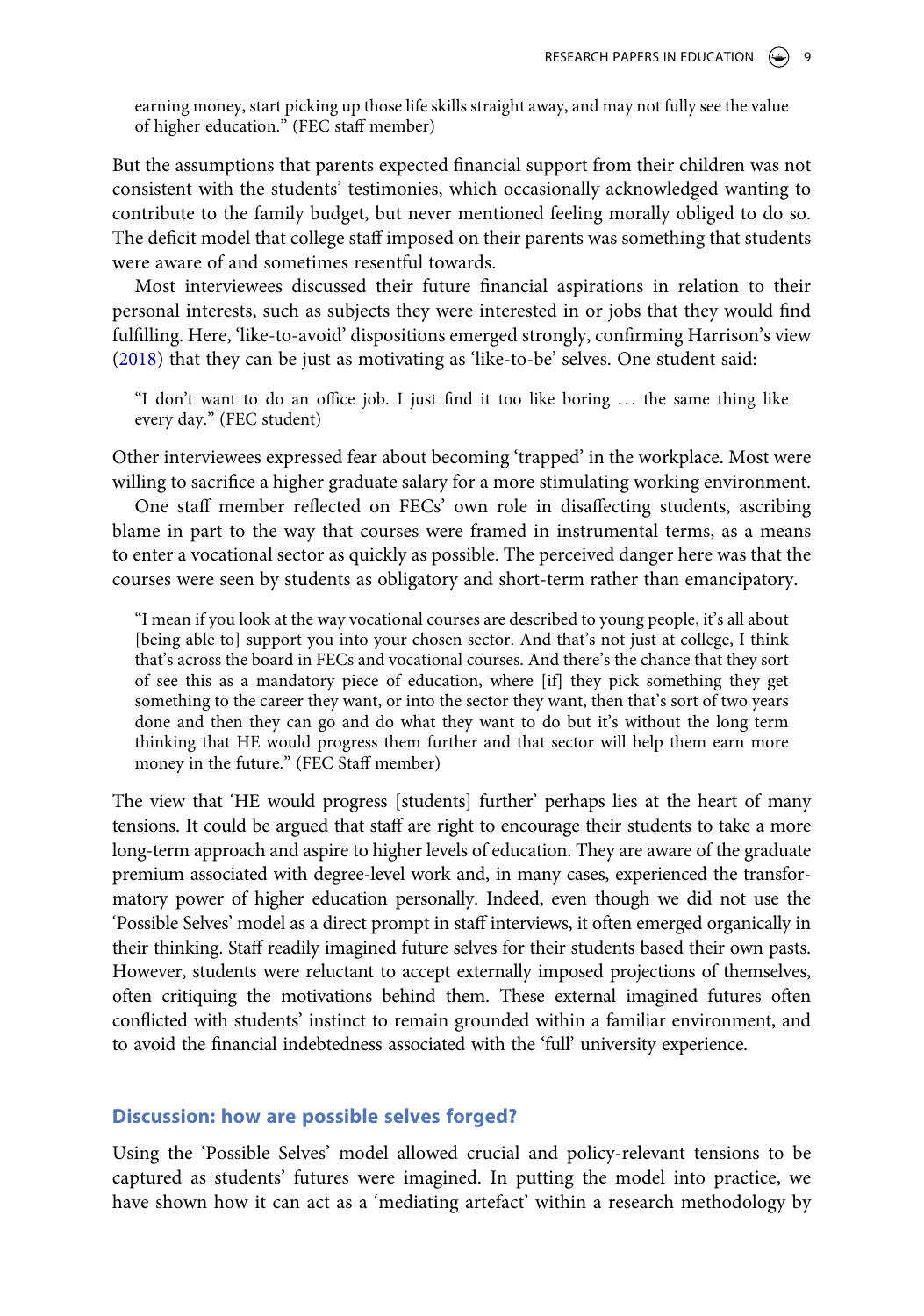> earning money, start picking up those life skills straight away, and may not fully see the value of higher education." (FEC staff member)

But the assumptions that parents expected financial support from their children was not consistent with the students' testimonies, which occasionally acknowledged wanting to contribute to the family budget, but never mentioned feeling morally obliged to do so. The deficit model that college staff imposed on their parents was something that students were aware of and sometimes resentful towards.

Most interviewees discussed their future financial aspirations in relation to their personal interests, such as subjects they were interested in or jobs that they would find fulfilling. Here, 'like-to-avoid' dispositions emerged strongly, confirming Harrison's view (2018) that they can be just as motivating as 'like-to-be' selves. One student said:

> "I don't want to do an office job. I just find it too like boring … the same thing like every day." (FEC student)

Other interviewees expressed fear about becoming 'trapped' in the workplace. Most were willing to sacrifice a higher graduate salary for a more stimulating working environment.

One staff member reflected on FECs' own role in disaffecting students, ascribing blame in part to the way that courses were framed in instrumental terms, as a means to enter a vocational sector as quickly as possible. The perceived danger here was that the courses were seen by students as obligatory and short-term rather than emancipatory.

> "I mean if you look at the way vocational courses are described to young people, it's all about [being able to] support you into your chosen sector. And that's not just at college, I think that's across the board in FECs and vocational courses. And there's the chance that they sort of see this as a mandatory piece of education, where [if] they pick something they get something to the career they want, or into the sector they want, then that's sort of two years done and then they can go and do what they want to do but it's without the long term thinking that HE would progress them further and that sector will help them earn more money in the future." (FEC Staff member)

The view that 'HE would progress [students] further' perhaps lies at the heart of many tensions. It could be argued that staff are right to encourage their students to take a more long-term approach and aspire to higher levels of education. They are aware of the graduate premium associated with degree-level work and, in many cases, experienced the transformatory power of higher education personally. Indeed, even though we did not use the 'Possible Selves' model as a direct prompt in staff interviews, it often emerged organically in their thinking. Staff readily imagined future selves for their students based their own pasts. However, students were reluctant to accept externally imposed projections of themselves, often critiquing the motivations behind them. These external imagined futures often conflicted with students' instinct to remain grounded within a familiar environment, and to avoid the financial indebtedness associated with the 'full' university experience.

## Discussion: how are possible selves forged?

Using the 'Possible Selves' model allowed crucial and policy-relevant tensions to be captured as students' futures were imagined. In putting the model into practice, we have shown how it can act as a 'mediating artefact' within a research methodology by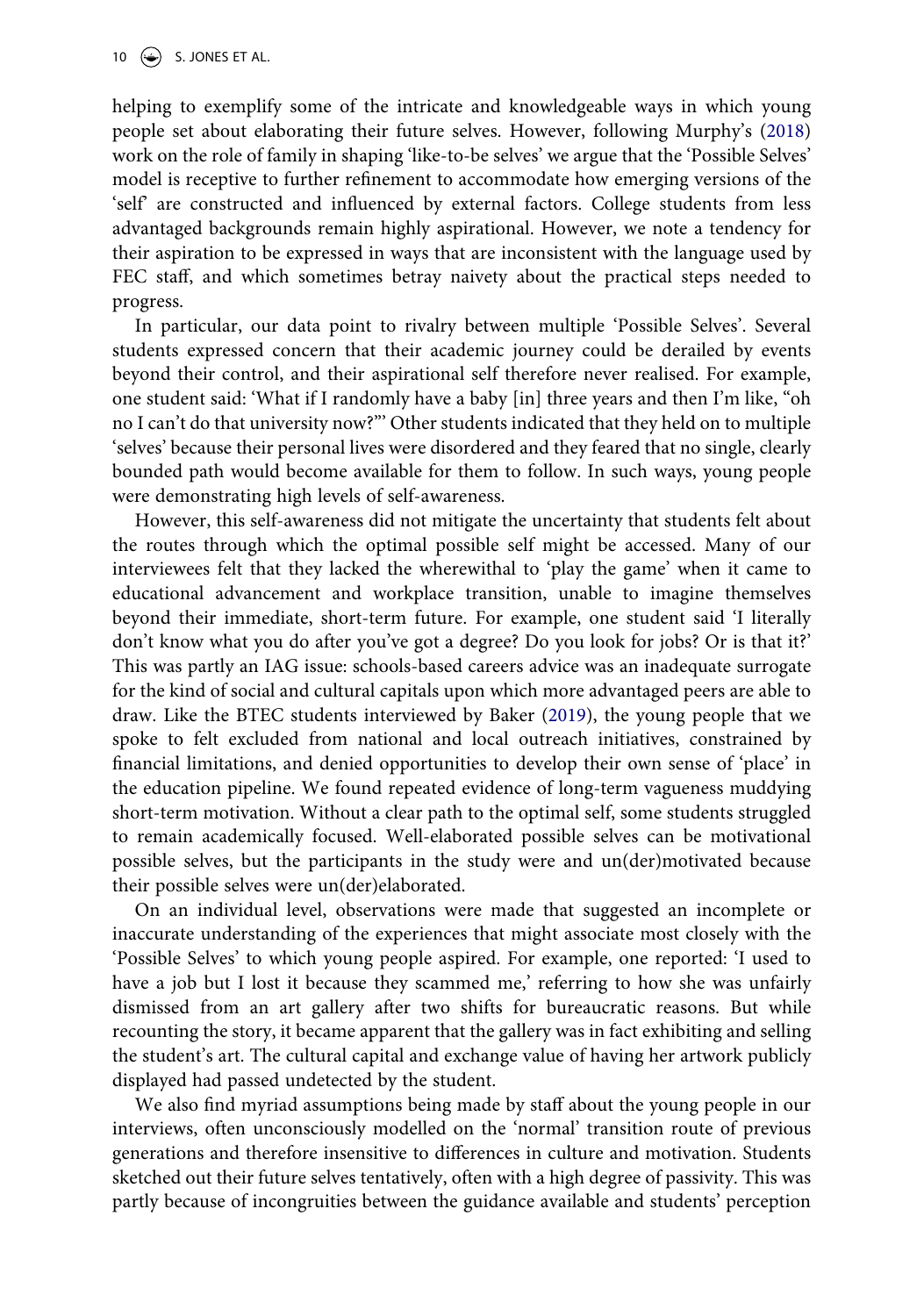helping to exemplify some of the intricate and knowledgeable ways in which young people set about elaborating their future selves. However, following Murphy's (2018) work on the role of family in shaping 'like-to-be selves' we argue that the 'Possible Selves' model is receptive to further refinement to accommodate how emerging versions of the 'self' are constructed and influenced by external factors. College students from less advantaged backgrounds remain highly aspirational. However, we note a tendency for their aspiration to be expressed in ways that are inconsistent with the language used by FEC staff, and which sometimes betray naivety about the practical steps needed to progress.

In particular, our data point to rivalry between multiple 'Possible Selves'. Several students expressed concern that their academic journey could be derailed by events beyond their control, and their aspirational self therefore never realised. For example, one student said: 'What if I randomly have a baby [in] three years and then I'm like, "oh no I can't do that university now?"' Other students indicated that they held on to multiple 'selves' because their personal lives were disordered and they feared that no single, clearly bounded path would become available for them to follow. In such ways, young people were demonstrating high levels of self-awareness.

However, this self-awareness did not mitigate the uncertainty that students felt about the routes through which the optimal possible self might be accessed. Many of our interviewees felt that they lacked the wherewithal to 'play the game' when it came to educational advancement and workplace transition, unable to imagine themselves beyond their immediate, short-term future. For example, one student said 'I literally don't know what you do after you've got a degree? Do you look for jobs? Or is that it?' This was partly an IAG issue: schools-based careers advice was an inadequate surrogate for the kind of social and cultural capitals upon which more advantaged peers are able to draw. Like the BTEC students interviewed by Baker (2019), the young people that we spoke to felt excluded from national and local outreach initiatives, constrained by financial limitations, and denied opportunities to develop their own sense of 'place' in the education pipeline. We found repeated evidence of long-term vagueness muddying short-term motivation. Without a clear path to the optimal self, some students struggled to remain academically focused. Well-elaborated possible selves can be motivational possible selves, but the participants in the study were and un(der)motivated because their possible selves were un(der)elaborated.

On an individual level, observations were made that suggested an incomplete or inaccurate understanding of the experiences that might associate most closely with the 'Possible Selves' to which young people aspired. For example, one reported: 'I used to have a job but I lost it because they scammed me,' referring to how she was unfairly dismissed from an art gallery after two shifts for bureaucratic reasons. But while recounting the story, it became apparent that the gallery was in fact exhibiting and selling the student's art. The cultural capital and exchange value of having her artwork publicly displayed had passed undetected by the student.

We also find myriad assumptions being made by staff about the young people in our interviews, often unconsciously modelled on the 'normal' transition route of previous generations and therefore insensitive to differences in culture and motivation. Students sketched out their future selves tentatively, often with a high degree of passivity. This was partly because of incongruities between the guidance available and students' perception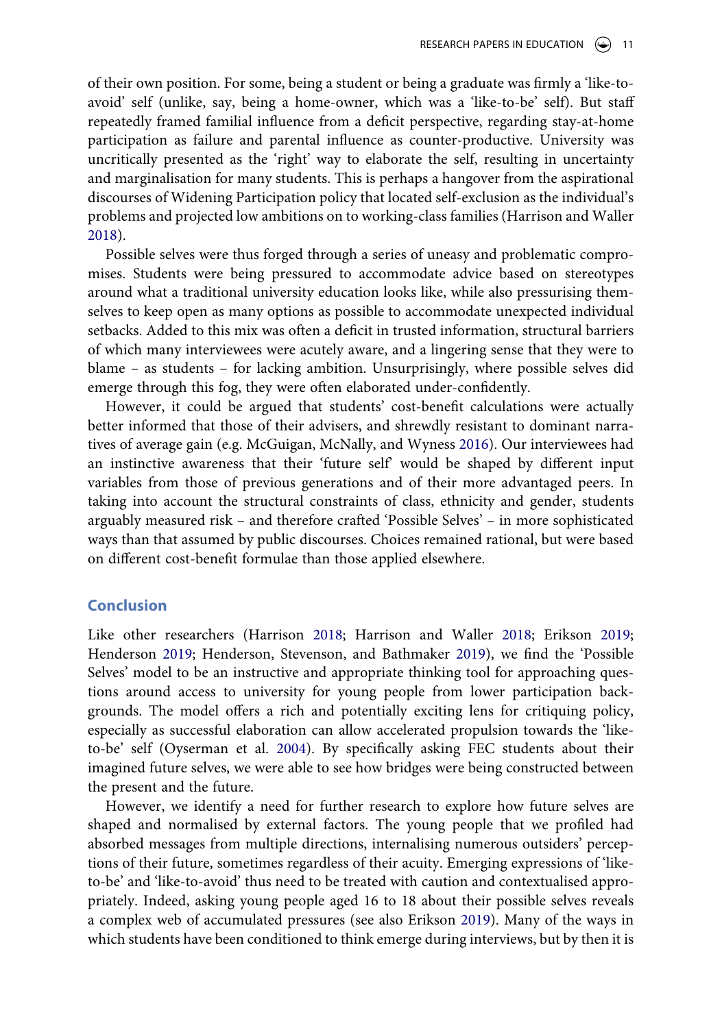of their own position. For some, being a student or being a graduate was firmly a 'like-to-avoid' self (unlike, say, being a home-owner, which was a 'like-to-be' self). But staff repeatedly framed familial influence from a deficit perspective, regarding stay-at-home participation as failure and parental influence as counter-productive. University was uncritically presented as the 'right' way to elaborate the self, resulting in uncertainty and marginalisation for many students. This is perhaps a hangover from the aspirational discourses of Widening Participation policy that located self-exclusion as the individual's problems and projected low ambitions on to working-class families (Harrison and Waller 2018).

Possible selves were thus forged through a series of uneasy and problematic compromises. Students were being pressured to accommodate advice based on stereotypes around what a traditional university education looks like, while also pressurising themselves to keep open as many options as possible to accommodate unexpected individual setbacks. Added to this mix was often a deficit in trusted information, structural barriers of which many interviewees were acutely aware, and a lingering sense that they were to blame – as students – for lacking ambition. Unsurprisingly, where possible selves did emerge through this fog, they were often elaborated under-confidently.

However, it could be argued that students' cost-benefit calculations were actually better informed that those of their advisers, and shrewdly resistant to dominant narratives of average gain (e.g. McGuigan, McNally, and Wyness 2016). Our interviewees had an instinctive awareness that their 'future self' would be shaped by different input variables from those of previous generations and of their more advantaged peers. In taking into account the structural constraints of class, ethnicity and gender, students arguably measured risk – and therefore crafted 'Possible Selves' – in more sophisticated ways than that assumed by public discourses. Choices remained rational, but were based on different cost-benefit formulae than those applied elsewhere.

## Conclusion

Like other researchers (Harrison 2018; Harrison and Waller 2018; Erikson 2019; Henderson 2019; Henderson, Stevenson, and Bathmaker 2019), we find the 'Possible Selves' model to be an instructive and appropriate thinking tool for approaching questions around access to university for young people from lower participation backgrounds. The model offers a rich and potentially exciting lens for critiquing policy, especially as successful elaboration can allow accelerated propulsion towards the 'like-to-be' self (Oyserman et al. 2004). By specifically asking FEC students about their imagined future selves, we were able to see how bridges were being constructed between the present and the future.

However, we identify a need for further research to explore how future selves are shaped and normalised by external factors. The young people that we profiled had absorbed messages from multiple directions, internalising numerous outsiders' perceptions of their future, sometimes regardless of their acuity. Emerging expressions of 'like-to-be' and 'like-to-avoid' thus need to be treated with caution and contextualised appropriately. Indeed, asking young people aged 16 to 18 about their possible selves reveals a complex web of accumulated pressures (see also Erikson 2019). Many of the ways in which students have been conditioned to think emerge during interviews, but by then it is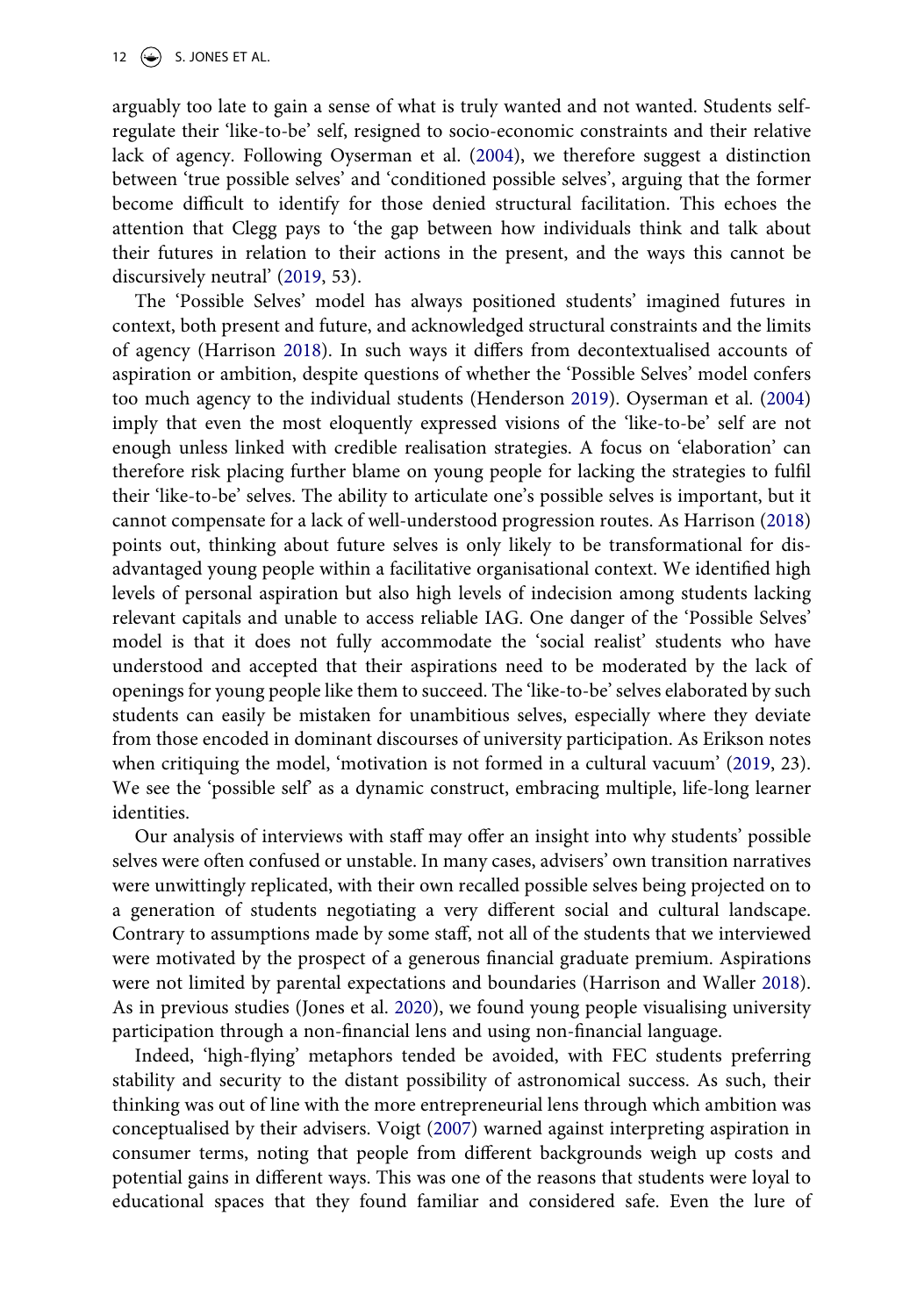arguably too late to gain a sense of what is truly wanted and not wanted. Students self-regulate their 'like-to-be' self, resigned to socio-economic constraints and their relative lack of agency. Following Oyserman et al. (2004), we therefore suggest a distinction between 'true possible selves' and 'conditioned possible selves', arguing that the former become difficult to identify for those denied structural facilitation. This echoes the attention that Clegg pays to 'the gap between how individuals think and talk about their futures in relation to their actions in the present, and the ways this cannot be discursively neutral' (2019, 53).

The 'Possible Selves' model has always positioned students' imagined futures in context, both present and future, and acknowledged structural constraints and the limits of agency (Harrison 2018). In such ways it differs from decontextualised accounts of aspiration or ambition, despite questions of whether the 'Possible Selves' model confers too much agency to the individual students (Henderson 2019). Oyserman et al. (2004) imply that even the most eloquently expressed visions of the 'like-to-be' self are not enough unless linked with credible realisation strategies. A focus on 'elaboration' can therefore risk placing further blame on young people for lacking the strategies to fulfil their 'like-to-be' selves. The ability to articulate one's possible selves is important, but it cannot compensate for a lack of well-understood progression routes. As Harrison (2018) points out, thinking about future selves is only likely to be transformational for disadvantaged young people within a facilitative organisational context. We identified high levels of personal aspiration but also high levels of indecision among students lacking relevant capitals and unable to access reliable IAG. One danger of the 'Possible Selves' model is that it does not fully accommodate the 'social realist' students who have understood and accepted that their aspirations need to be moderated by the lack of openings for young people like them to succeed. The 'like-to-be' selves elaborated by such students can easily be mistaken for unambitious selves, especially where they deviate from those encoded in dominant discourses of university participation. As Erikson notes when critiquing the model, 'motivation is not formed in a cultural vacuum' (2019, 23). We see the 'possible self' as a dynamic construct, embracing multiple, life-long learner identities.

Our analysis of interviews with staff may offer an insight into why students' possible selves were often confused or unstable. In many cases, advisers' own transition narratives were unwittingly replicated, with their own recalled possible selves being projected on to a generation of students negotiating a very different social and cultural landscape. Contrary to assumptions made by some staff, not all of the students that we interviewed were motivated by the prospect of a generous financial graduate premium. Aspirations were not limited by parental expectations and boundaries (Harrison and Waller 2018). As in previous studies (Jones et al. 2020), we found young people visualising university participation through a non-financial lens and using non-financial language.

Indeed, 'high-flying' metaphors tended be avoided, with FEC students preferring stability and security to the distant possibility of astronomical success. As such, their thinking was out of line with the more entrepreneurial lens through which ambition was conceptualised by their advisers. Voigt (2007) warned against interpreting aspiration in consumer terms, noting that people from different backgrounds weigh up costs and potential gains in different ways. This was one of the reasons that students were loyal to educational spaces that they found familiar and considered safe. Even the lure of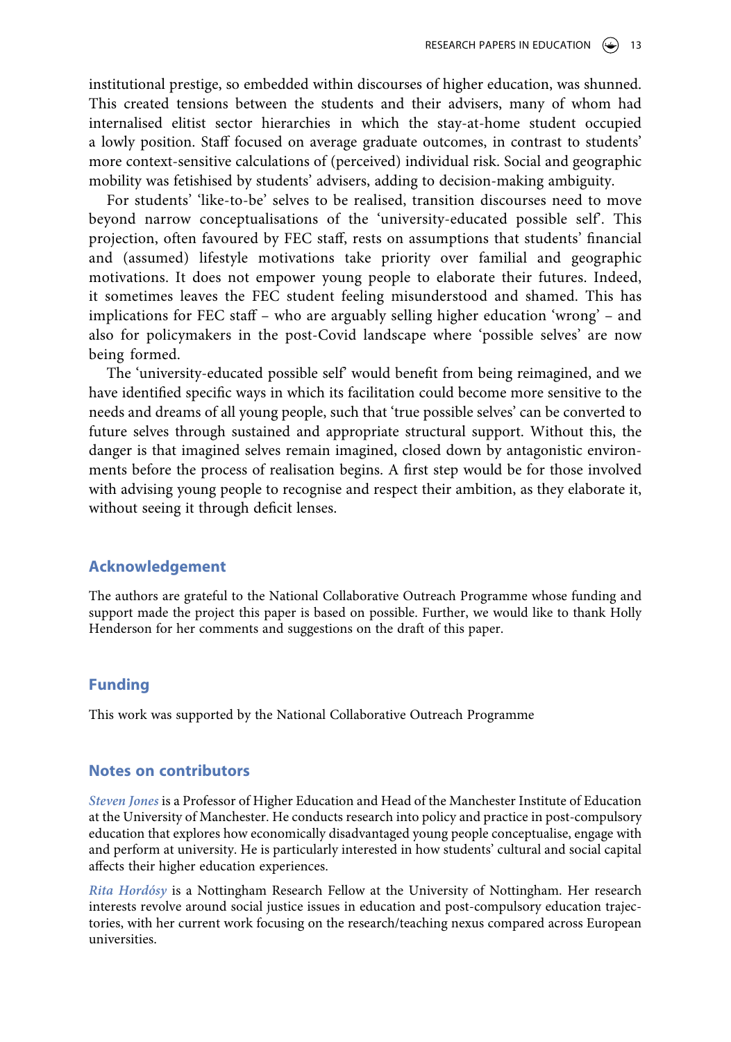institutional prestige, so embedded within discourses of higher education, was shunned. This created tensions between the students and their advisers, many of whom had internalised elitist sector hierarchies in which the stay-at-home student occupied a lowly position. Staff focused on average graduate outcomes, in contrast to students' more context-sensitive calculations of (perceived) individual risk. Social and geographic mobility was fetishised by students' advisers, adding to decision-making ambiguity.

For students' 'like-to-be' selves to be realised, transition discourses need to move beyond narrow conceptualisations of the 'university-educated possible self'. This projection, often favoured by FEC staff, rests on assumptions that students' financial and (assumed) lifestyle motivations take priority over familial and geographic motivations. It does not empower young people to elaborate their futures. Indeed, it sometimes leaves the FEC student feeling misunderstood and shamed. This has implications for FEC staff – who are arguably selling higher education 'wrong' – and also for policymakers in the post-Covid landscape where 'possible selves' are now being formed.

The 'university-educated possible self' would benefit from being reimagined, and we have identified specific ways in which its facilitation could become more sensitive to the needs and dreams of all young people, such that 'true possible selves' can be converted to future selves through sustained and appropriate structural support. Without this, the danger is that imagined selves remain imagined, closed down by antagonistic environments before the process of realisation begins. A first step would be for those involved with advising young people to recognise and respect their ambition, as they elaborate it, without seeing it through deficit lenses.

## Acknowledgement

The authors are grateful to the National Collaborative Outreach Programme whose funding and support made the project this paper is based on possible. Further, we would like to thank Holly Henderson for her comments and suggestions on the draft of this paper.

## Funding

This work was supported by the National Collaborative Outreach Programme

## Notes on contributors

*Steven Jones* is a Professor of Higher Education and Head of the Manchester Institute of Education at the University of Manchester. He conducts research into policy and practice in post-compulsory education that explores how economically disadvantaged young people conceptualise, engage with and perform at university. He is particularly interested in how students' cultural and social capital affects their higher education experiences.

*Rita Hordósy* is a Nottingham Research Fellow at the University of Nottingham. Her research interests revolve around social justice issues in education and post-compulsory education trajectories, with her current work focusing on the research/teaching nexus compared across European universities.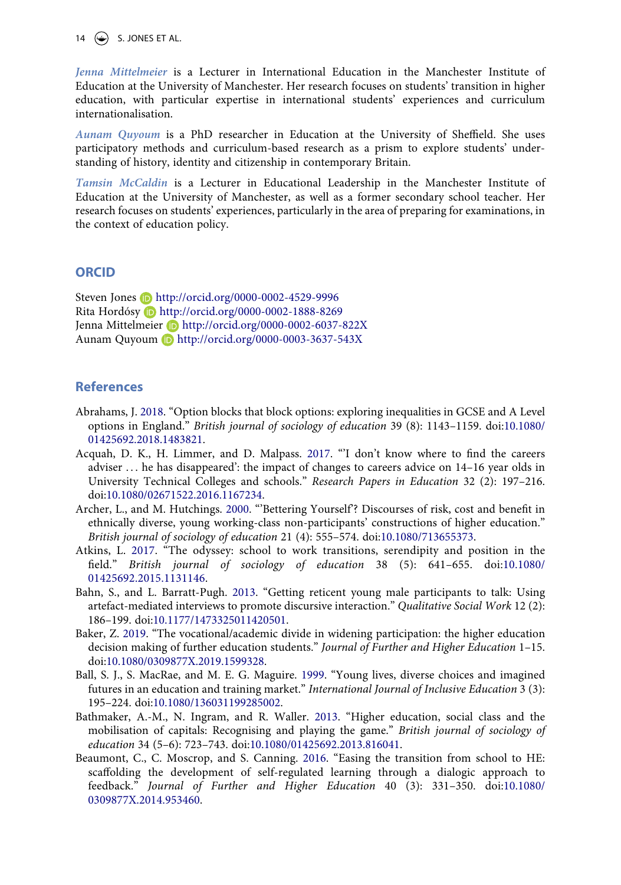*Jenna Mittelmeier* is a Lecturer in International Education in the Manchester Institute of Education at the University of Manchester. Her research focuses on students' transition in higher education, with particular expertise in international students' experiences and curriculum internationalisation.

*Aunam Quyoum* is a PhD researcher in Education at the University of Sheffield. She uses participatory methods and curriculum-based research as a prism to explore students' understanding of history, identity and citizenship in contemporary Britain.

*Tamsin McCaldin* is a Lecturer in Educational Leadership in the Manchester Institute of Education at the University of Manchester, as well as a former secondary school teacher. Her research focuses on students' experiences, particularly in the area of preparing for examinations, in the context of education policy.

## ORCID

Steven Jones http://orcid.org/0000-0002-4529-9996
Rita Hordósy http://orcid.org/0000-0002-1888-8269
Jenna Mittelmeier http://orcid.org/0000-0002-6037-822X
Aunam Quyoum http://orcid.org/0000-0003-3637-543X

## References

Abrahams, J. 2018. "Option blocks that block options: exploring inequalities in GCSE and A Level options in England." *British journal of sociology of education* 39 (8): 1143–1159. doi:10.1080/01425692.2018.1483821.

Acquah, D. K., H. Limmer, and D. Malpass. 2017. "'I don't know where to find the careers adviser … he has disappeared': the impact of changes to careers advice on 14–16 year olds in University Technical Colleges and schools." *Research Papers in Education* 32 (2): 197–216. doi:10.1080/02671522.2016.1167234.

Archer, L., and M. Hutchings. 2000. "'Bettering Yourself'? Discourses of risk, cost and benefit in ethnically diverse, young working-class non-participants' constructions of higher education." *British journal of sociology of education* 21 (4): 555–574. doi:10.1080/713655373.

Atkins, L. 2017. "The odyssey: school to work transitions, serendipity and position in the field." *British journal of sociology of education* 38 (5): 641–655. doi:10.1080/01425692.2015.1131146.

Bahn, S., and L. Barratt-Pugh. 2013. "Getting reticent young male participants to talk: Using artefact-mediated interviews to promote discursive interaction." *Qualitative Social Work* 12 (2): 186–199. doi:10.1177/1473325011420501.

Baker, Z. 2019. "The vocational/academic divide in widening participation: the higher education decision making of further education students." *Journal of Further and Higher Education* 1–15. doi:10.1080/0309877X.2019.1599328.

Ball, S. J., S. MacRae, and M. E. G. Maguire. 1999. "Young lives, diverse choices and imagined futures in an education and training market." *International Journal of Inclusive Education* 3 (3): 195–224. doi:10.1080/136031199285002.

Bathmaker, A.-M., N. Ingram, and R. Waller. 2013. "Higher education, social class and the mobilisation of capitals: Recognising and playing the game." *British journal of sociology of education* 34 (5–6): 723–743. doi:10.1080/01425692.2013.816041.

Beaumont, C., C. Moscrop, and S. Canning. 2016. "Easing the transition from school to HE: scaffolding the development of self-regulated learning through a dialogic approach to feedback." *Journal of Further and Higher Education* 40 (3): 331–350. doi:10.1080/0309877X.2014.953460.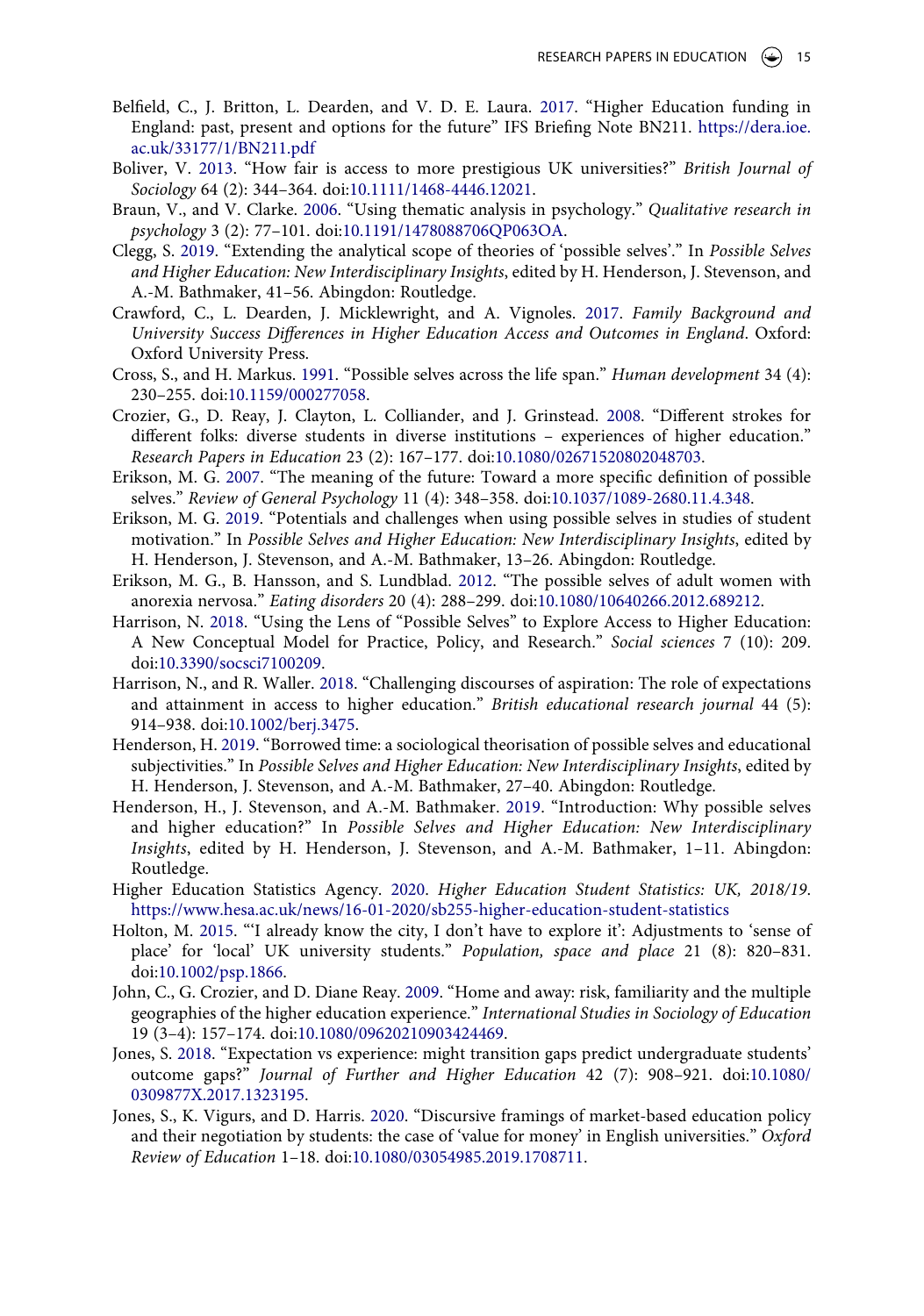Belfield, C., J. Britton, L. Dearden, and V. D. E. Laura. 2017. "Higher Education funding in England: past, present and options for the future" IFS Briefing Note BN211. https://dera.ioe.ac.uk/33177/1/BN211.pdf

Boliver, V. 2013. "How fair is access to more prestigious UK universities?" *British Journal of Sociology* 64 (2): 344–364. doi:10.1111/1468-4446.12021.

Braun, V., and V. Clarke. 2006. "Using thematic analysis in psychology." *Qualitative research in psychology* 3 (2): 77–101. doi:10.1191/1478088706QP063OA.

Clegg, S. 2019. "Extending the analytical scope of theories of 'possible selves'." In *Possible Selves and Higher Education: New Interdisciplinary Insights*, edited by H. Henderson, J. Stevenson, and A.-M. Bathmaker, 41–56. Abingdon: Routledge.

Crawford, C., L. Dearden, J. Micklewright, and A. Vignoles. 2017. *Family Background and University Success Differences in Higher Education Access and Outcomes in England*. Oxford: Oxford University Press.

Cross, S., and H. Markus. 1991. "Possible selves across the life span." *Human development* 34 (4): 230–255. doi:10.1159/000277058.

Crozier, G., D. Reay, J. Clayton, L. Colliander, and J. Grinstead. 2008. "Different strokes for different folks: diverse students in diverse institutions – experiences of higher education." *Research Papers in Education* 23 (2): 167–177. doi:10.1080/02671520802048703.

Erikson, M. G. 2007. "The meaning of the future: Toward a more specific definition of possible selves." *Review of General Psychology* 11 (4): 348–358. doi:10.1037/1089-2680.11.4.348.

Erikson, M. G. 2019. "Potentials and challenges when using possible selves in studies of student motivation." In *Possible Selves and Higher Education: New Interdisciplinary Insights*, edited by H. Henderson, J. Stevenson, and A.-M. Bathmaker, 13–26. Abingdon: Routledge.

Erikson, M. G., B. Hansson, and S. Lundblad. 2012. "The possible selves of adult women with anorexia nervosa." *Eating disorders* 20 (4): 288–299. doi:10.1080/10640266.2012.689212.

Harrison, N. 2018. "Using the Lens of "Possible Selves" to Explore Access to Higher Education: A New Conceptual Model for Practice, Policy, and Research." *Social sciences* 7 (10): 209. doi:10.3390/socsci7100209.

Harrison, N., and R. Waller. 2018. "Challenging discourses of aspiration: The role of expectations and attainment in access to higher education." *British educational research journal* 44 (5): 914–938. doi:10.1002/berj.3475.

Henderson, H. 2019. "Borrowed time: a sociological theorisation of possible selves and educational subjectivities." In *Possible Selves and Higher Education: New Interdisciplinary Insights*, edited by H. Henderson, J. Stevenson, and A.-M. Bathmaker, 27–40. Abingdon: Routledge.

Henderson, H., J. Stevenson, and A.-M. Bathmaker. 2019. "Introduction: Why possible selves and higher education?" In *Possible Selves and Higher Education: New Interdisciplinary Insights*, edited by H. Henderson, J. Stevenson, and A.-M. Bathmaker, 1–11. Abingdon: Routledge.

Higher Education Statistics Agency. 2020. *Higher Education Student Statistics: UK, 2018/19*. https://www.hesa.ac.uk/news/16-01-2020/sb255-higher-education-student-statistics

Holton, M. 2015. "'I already know the city, I don't have to explore it': Adjustments to 'sense of place' for 'local' UK university students." *Population, space and place* 21 (8): 820–831. doi:10.1002/psp.1866.

John, C., G. Crozier, and D. Diane Reay. 2009. "Home and away: risk, familiarity and the multiple geographies of the higher education experience." *International Studies in Sociology of Education* 19 (3–4): 157–174. doi:10.1080/09620210903424469.

Jones, S. 2018. "Expectation vs experience: might transition gaps predict undergraduate students' outcome gaps?" *Journal of Further and Higher Education* 42 (7): 908–921. doi:10.1080/0309877X.2017.1323195.

Jones, S., K. Vigurs, and D. Harris. 2020. "Discursive framings of market-based education policy and their negotiation by students: the case of 'value for money' in English universities." *Oxford Review of Education* 1–18. doi:10.1080/03054985.2019.1708711.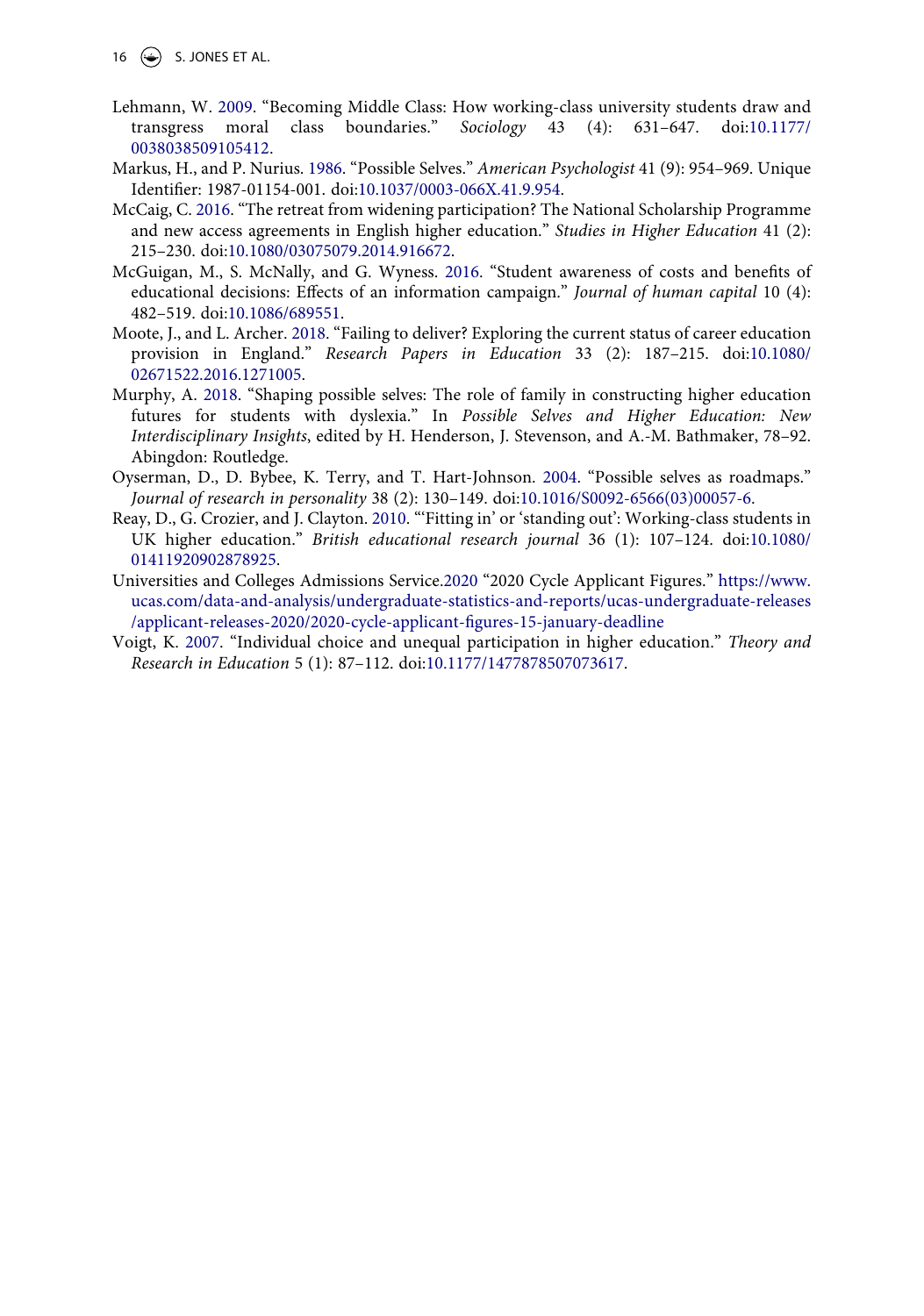Lehmann, W. 2009. "Becoming Middle Class: How working-class university students draw and transgress moral class boundaries." *Sociology* 43 (4): 631–647. doi:10.1177/0038038509105412.

Markus, H., and P. Nurius. 1986. "Possible Selves." *American Psychologist* 41 (9): 954–969. Unique Identifier: 1987-01154-001. doi:10.1037/0003-066X.41.9.954.

McCaig, C. 2016. "The retreat from widening participation? The National Scholarship Programme and new access agreements in English higher education." *Studies in Higher Education* 41 (2): 215–230. doi:10.1080/03075079.2014.916672.

McGuigan, M., S. McNally, and G. Wyness. 2016. "Student awareness of costs and benefits of educational decisions: Effects of an information campaign." *Journal of human capital* 10 (4): 482–519. doi:10.1086/689551.

Moote, J., and L. Archer. 2018. "Failing to deliver? Exploring the current status of career education provision in England." *Research Papers in Education* 33 (2): 187–215. doi:10.1080/02671522.2016.1271005.

Murphy, A. 2018. "Shaping possible selves: The role of family in constructing higher education futures for students with dyslexia." In *Possible Selves and Higher Education: New Interdisciplinary Insights*, edited by H. Henderson, J. Stevenson, and A.-M. Bathmaker, 78–92. Abingdon: Routledge.

Oyserman, D., D. Bybee, K. Terry, and T. Hart-Johnson. 2004. "Possible selves as roadmaps." *Journal of research in personality* 38 (2): 130–149. doi:10.1016/S0092-6566(03)00057-6.

Reay, D., G. Crozier, and J. Clayton. 2010. "'Fitting in' or 'standing out': Working-class students in UK higher education." *British educational research journal* 36 (1): 107–124. doi:10.1080/01411920902878925.

Universities and Colleges Admissions Service.2020 "2020 Cycle Applicant Figures." https://www.ucas.com/data-and-analysis/undergraduate-statistics-and-reports/ucas-undergraduate-releases/applicant-releases-2020/2020-cycle-applicant-figures-15-january-deadline

Voigt, K. 2007. "Individual choice and unequal participation in higher education." *Theory and Research in Education* 5 (1): 87–112. doi:10.1177/1477878507073617.